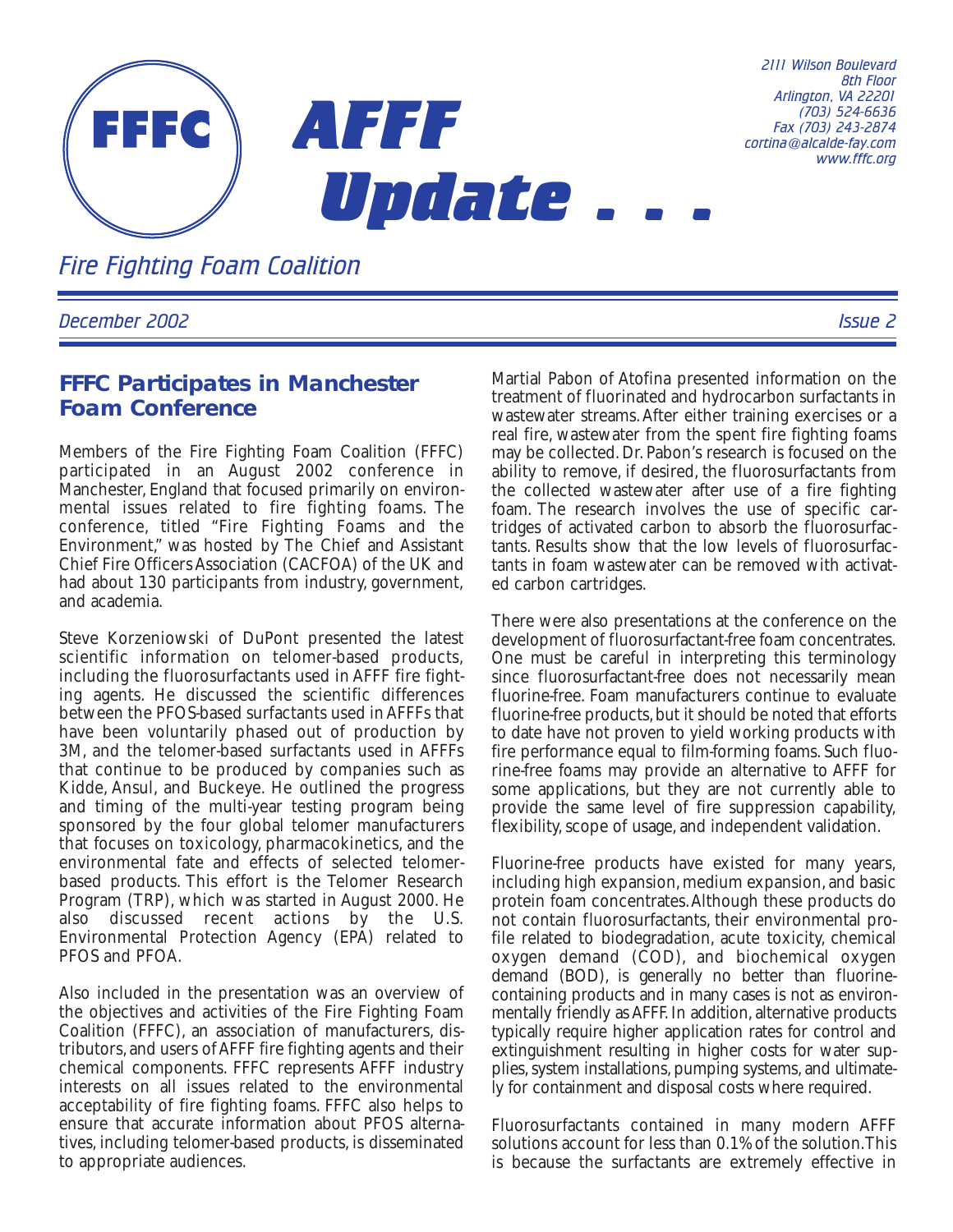# FFFC AFFF Update . . .

2111 Wilson Boulevard
8th Floor
Arlington, VA 22201
(703) 524-6636
Fax (703) 243-2874
cortina@alcalde-fay.com
www.fffc.org

*Fire Fighting Foam Coalition*

*December 2002* *Issue 2*

## FFFC Participates in Manchester Foam Conference

Members of the Fire Fighting Foam Coalition (FFFC) participated in an August 2002 conference in Manchester, England that focused primarily on environmental issues related to fire fighting foams. The conference, titled "Fire Fighting Foams and the Environment," was hosted by The Chief and Assistant Chief Fire Officers Association (CACFOA) of the UK and had about 130 participants from industry, government, and academia.

Steve Korzeniowski of DuPont presented the latest scientific information on telomer-based products, including the fluorosurfactants used in AFFF fire fighting agents. He discussed the scientific differences between the PFOS-based surfactants used in AFFFs that have been voluntarily phased out of production by 3M, and the telomer-based surfactants used in AFFFs that continue to be produced by companies such as Kidde, Ansul, and Buckeye. He outlined the progress and timing of the multi-year testing program being sponsored by the four global telomer manufacturers that focuses on toxicology, pharmacokinetics, and the environmental fate and effects of selected telomer-based products. This effort is the Telomer Research Program (TRP), which was started in August 2000. He also discussed recent actions by the U.S. Environmental Protection Agency (EPA) related to PFOS and PFOA.

Also included in the presentation was an overview of the objectives and activities of the Fire Fighting Foam Coalition (FFFC), an association of manufacturers, distributors, and users of AFFF fire fighting agents and their chemical components. FFFC represents AFFF industry interests on all issues related to the environmental acceptability of fire fighting foams. FFFC also helps to ensure that accurate information about PFOS alternatives, including telomer-based products, is disseminated to appropriate audiences.

Martial Pabon of Atofina presented information on the treatment of fluorinated and hydrocarbon surfactants in wastewater streams. After either training exercises or a real fire, wastewater from the spent fire fighting foams may be collected. Dr. Pabon's research is focused on the ability to remove, if desired, the fluorosurfactants from the collected wastewater after use of a fire fighting foam. The research involves the use of specific cartridges of activated carbon to absorb the fluorosurfactants. Results show that the low levels of fluorosurfactants in foam wastewater can be removed with activated carbon cartridges.

There were also presentations at the conference on the development of fluorosurfactant-free foam concentrates. One must be careful in interpreting this terminology since fluorosurfactant-free does not necessarily mean fluorine-free. Foam manufacturers continue to evaluate fluorine-free products, but it should be noted that efforts to date have not proven to yield working products with fire performance equal to film-forming foams. Such fluorine-free foams may provide an alternative to AFFF for some applications, but they are not currently able to provide the same level of fire suppression capability, flexibility, scope of usage, and independent validation.

Fluorine-free products have existed for many years, including high expansion, medium expansion, and basic protein foam concentrates. Although these products do not contain fluorosurfactants, their environmental profile related to biodegradation, acute toxicity, chemical oxygen demand (COD), and biochemical oxygen demand (BOD), is generally no better than fluorine-containing products and in many cases is not as environmentally friendly as AFFF. In addition, alternative products typically require higher application rates for control and extinguishment resulting in higher costs for water supplies, system installations, pumping systems, and ultimately for containment and disposal costs where required.

Fluorosurfactants contained in many modern AFFF solutions account for less than 0.1% of the solution. This is because the surfactants are extremely effective in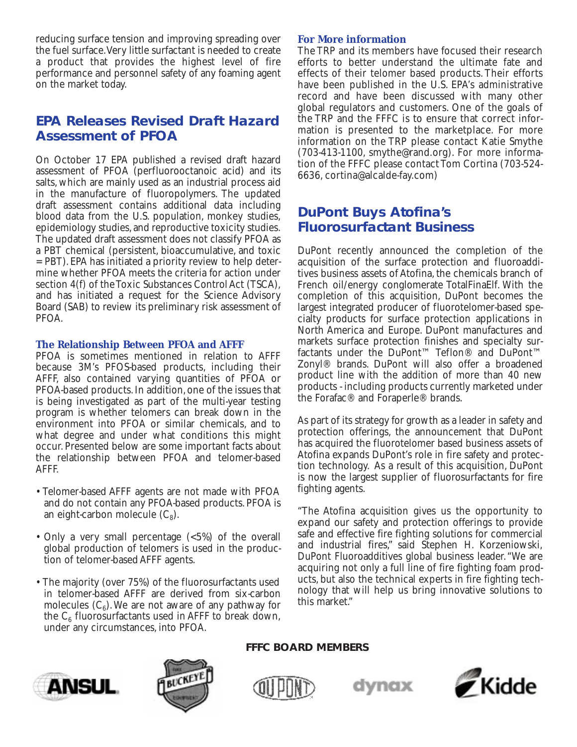reducing surface tension and improving spreading over the fuel surface. Very little surfactant is needed to create a product that provides the highest level of fire performance and personnel safety of any foaming agent on the market today.

## EPA Releases Revised Draft Hazard Assessment of PFOA

On October 17 EPA published a revised draft hazard assessment of PFOA (perfluorooctanoic acid) and its salts, which are mainly used as an industrial process aid in the manufacture of fluoropolymers. The updated draft assessment contains additional data including blood data from the U.S. population, monkey studies, epidemiology studies, and reproductive toxicity studies. The updated draft assessment does not classify PFOA as a PBT chemical (persistent, bioaccumulative, and toxic = PBT). EPA has initiated a priority review to help determine whether PFOA meets the criteria for action under section 4(f) of the Toxic Substances Control Act (TSCA), and has initiated a request for the Science Advisory Board (SAB) to review its preliminary risk assessment of PFOA.

### The Relationship Between PFOA and AFFF

PFOA is sometimes mentioned in relation to AFFF because 3M's PFOS-based products, including their AFFF, also contained varying quantities of PFOA or PFOA-based products. In addition, one of the issues that is being investigated as part of the multi-year testing program is whether telomers can break down in the environment into PFOA or similar chemicals, and to what degree and under what conditions this might occur. Presented below are some important facts about the relationship between PFOA and telomer-based AFFF.

- Telomer-based AFFF agents are not made with PFOA and do not contain any PFOA-based products. PFOA is an eight-carbon molecule ($C_8$).
- Only a very small percentage (<5%) of the overall global production of telomers is used in the production of telomer-based AFFF agents.
- The majority (over 75%) of the fluorosurfactants used in telomer-based AFFF are derived from six-carbon molecules ($C_6$). We are not aware of any pathway for the $C_6$ fluorosurfactants used in AFFF to break down, under any circumstances, into PFOA.

### For More information

The TRP and its members have focused their research efforts to better understand the ultimate fate and effects of their telomer based products. Their efforts have been published in the U.S. EPA's administrative record and have been discussed with many other global regulators and customers. One of the goals of the TRP and the FFFC is to ensure that correct information is presented to the marketplace. For more information on the TRP please contact Katie Smythe (703-413-1100, smythe@rand.org). For more information of the FFFC please contact Tom Cortina (703-524-6636, cortina@alcalde-fay.com)

## DuPont Buys Atofina's Fluorosurfactant Business

DuPont recently announced the completion of the acquisition of the surface protection and fluoroadditives business assets of Atofina, the chemicals branch of French oil/energy conglomerate TotalFinaElf. With the completion of this acquisition, DuPont becomes the largest integrated producer of fluorotelomer-based specialty products for surface protection applications in North America and Europe. DuPont manufactures and markets surface protection finishes and specialty surfactants under the DuPont™ Teflon® and DuPont™ Zonyl® brands. DuPont will also offer a broadened product line with the addition of more than 40 new products - including products currently marketed under the Forafac® and Foraperle® brands.

As part of its strategy for growth as a leader in safety and protection offerings, the announcement that DuPont has acquired the fluorotelomer based business assets of Atofina expands DuPont's role in fire safety and protection technology. As a result of this acquisition, DuPont is now the largest supplier of fluorosurfactants for fire fighting agents.

"The Atofina acquisition gives us the opportunity to expand our safety and protection offerings to provide safe and effective fire fighting solutions for commercial and industrial fires," said Stephen H. Korzeniowski, DuPont Fluoroadditives global business leader. "We are acquiring not only a full line of fire fighting foam products, but also the technical experts in fire fighting technology that will help us bring innovative solutions to this market."

**FFFC BOARD MEMBERS**

ANSUL

BUCKEYE

DUPONT

dynax

Kidde